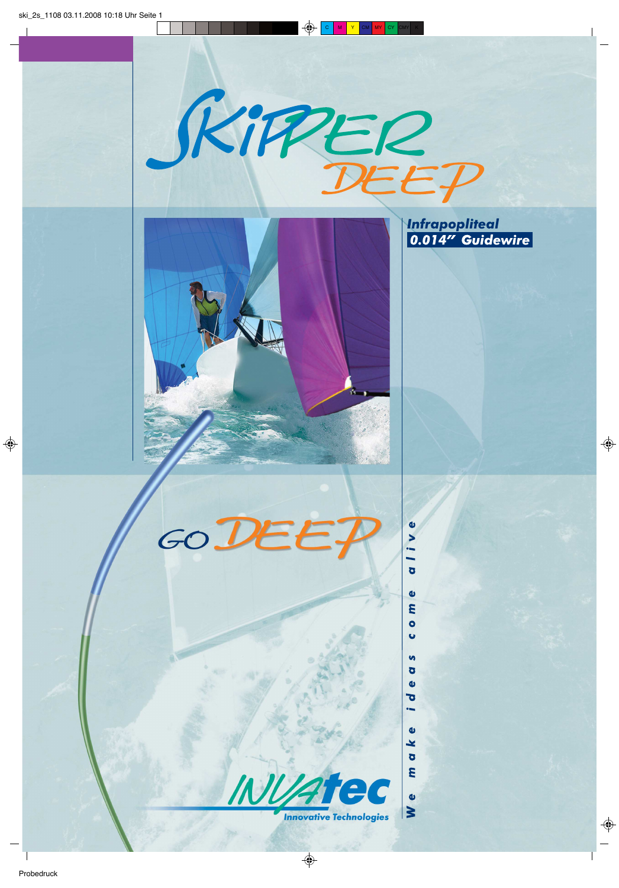# SKIPPER DEEP

***Infrapopliteal***
***0.014" Guidewire***

## GO DEEP

*We make ideas come alive*

INVAtec
Innovative Technologies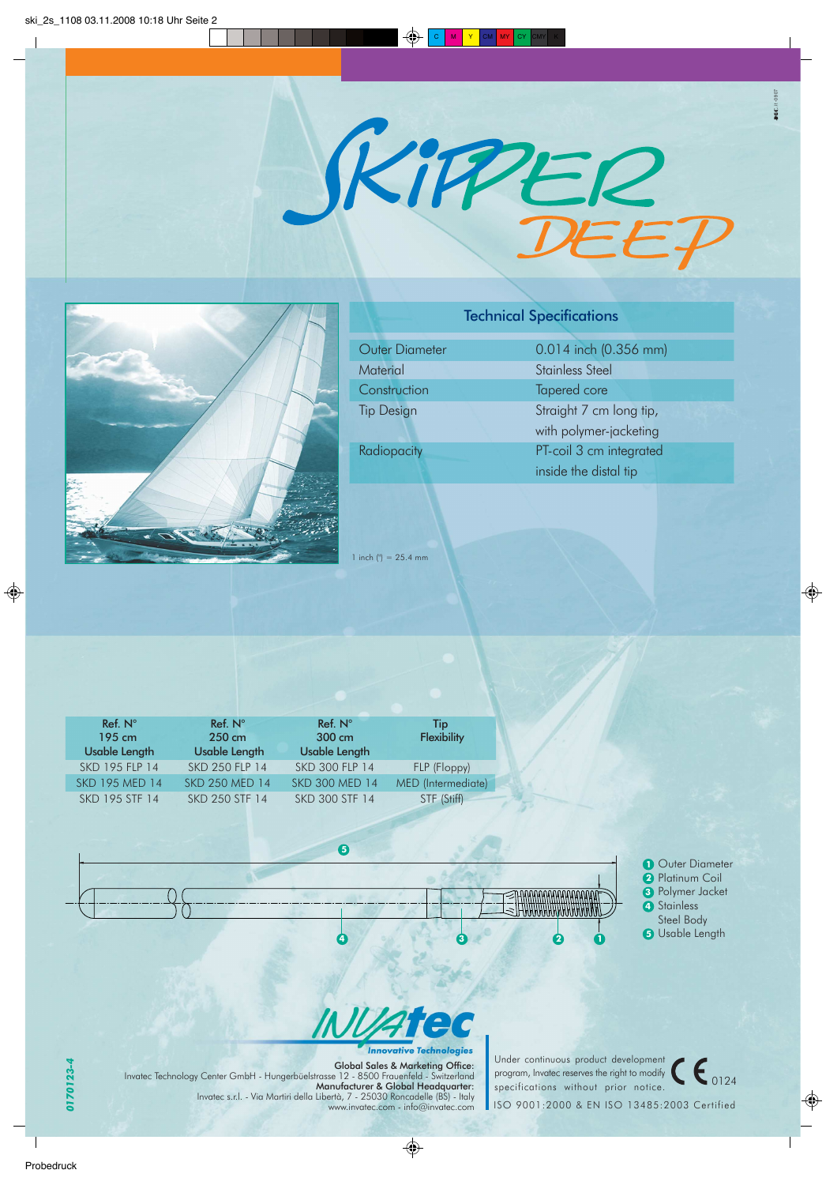# SKIPPER DEEP

## Technical Specifications

| | |
|---|---|
| Outer Diameter | 0.014 inch (0.356 mm) |
| Material | Stainless Steel |
| Construction | Tapered core |
| Tip Design | Straight 7 cm long tip, with polymer-jacketing |
| Radiopacity | PT-coil 3 cm integrated inside the distal tip |

1 inch (") = 25.4 mm

| Ref. N° 195 cm Usable Length | Ref. N° 250 cm Usable Length | Ref. N° 300 cm Usable Length | Tip Flexibility |
|---|---|---|---|
| SKD 195 FLP 14 | SKD 250 FLP 14 | SKD 300 FLP 14 | FLP (Floppy) |
| SKD 195 MED 14 | SKD 250 MED 14 | SKD 300 MED 14 | MED (Intermediate) |
| SKD 195 STF 14 | SKD 250 STF 14 | SKD 300 STF 14 | STF (Stiff) |

1. Outer Diameter
2. Platinum Coil
3. Polymer Jacket
4. Stainless Steel Body
5. Usable Length

INVATEC
Innovative Technologies

**Global Sales & Marketing Office:**
Invatec Technology Center GmbH - Hungerbüelstrasse 12 - 8500 Frauenfeld - Switzerland
**Manufacturer & Global Headquarter:**
Invatec s.r.l. - Via Martiri della Libertà, 7 - 25030 Roncadelle (BS) - Italy
www.invatec.com - info@invatec.com

Under continuous product development program, Invatec reserves the right to modify specifications without prior notice.

CE 0124

ISO 9001:2000 & EN ISO 13485:2003 Certified

0170123-4